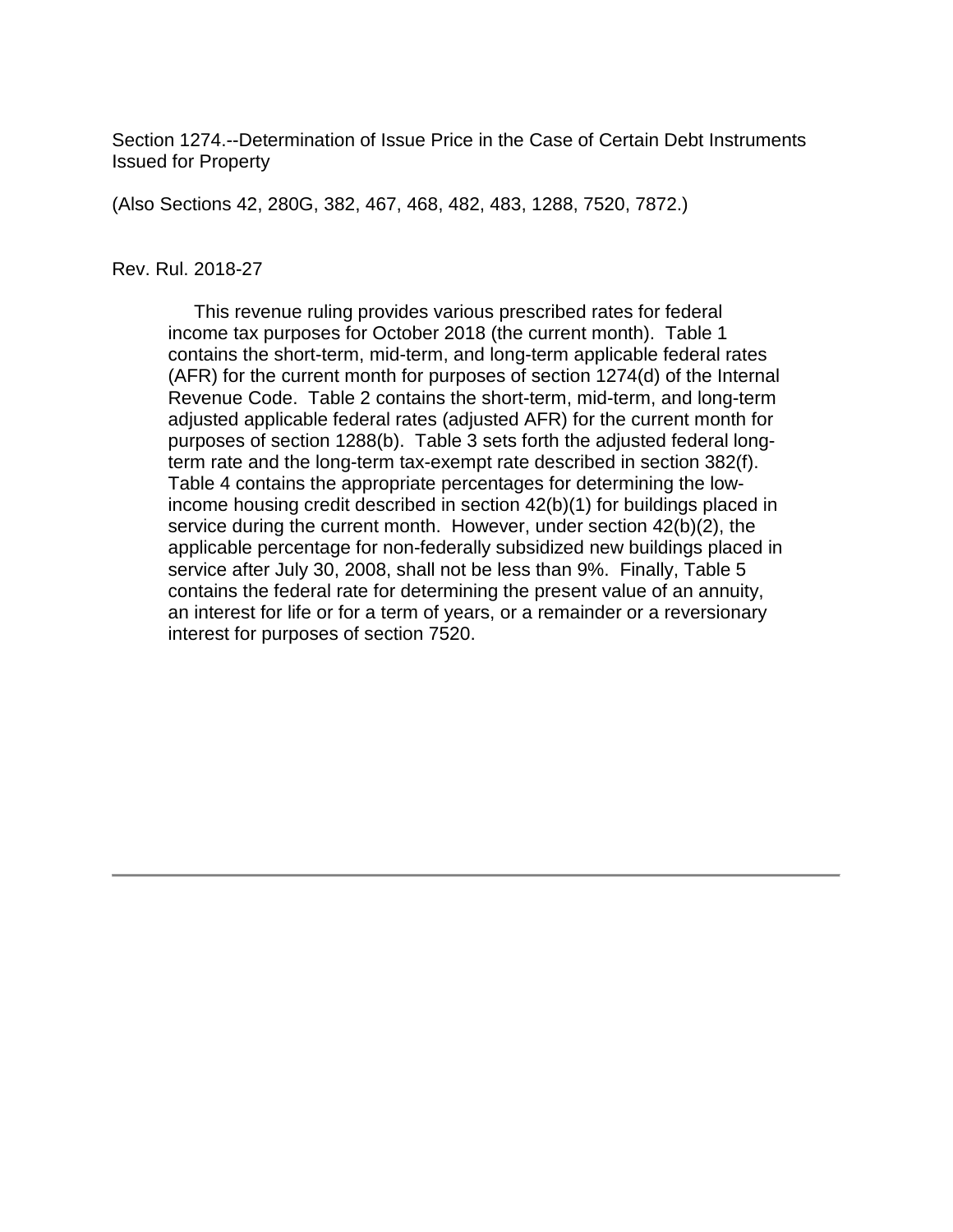Section 1274.--Determination of Issue Price in the Case of Certain Debt Instruments Issued for Property

(Also Sections 42, 280G, 382, 467, 468, 482, 483, 1288, 7520, 7872.)

Rev. Rul. 2018-27

This revenue ruling provides various prescribed rates for federal income tax purposes for October 2018 (the current month). Table 1 contains the short-term, mid-term, and long-term applicable federal rates (AFR) for the current month for purposes of section 1274(d) of the Internal Revenue Code. Table 2 contains the short-term, mid-term, and long-term adjusted applicable federal rates (adjusted AFR) for the current month for purposes of section 1288(b). Table 3 sets forth the adjusted federal long-term rate and the long-term tax-exempt rate described in section 382(f). Table 4 contains the appropriate percentages for determining the low-income housing credit described in section 42(b)(1) for buildings placed in service during the current month. However, under section 42(b)(2), the applicable percentage for non-federally subsidized new buildings placed in service after July 30, 2008, shall not be less than 9%. Finally, Table 5 contains the federal rate for determining the present value of an annuity, an interest for life or for a term of years, or a remainder or a reversionary interest for purposes of section 7520.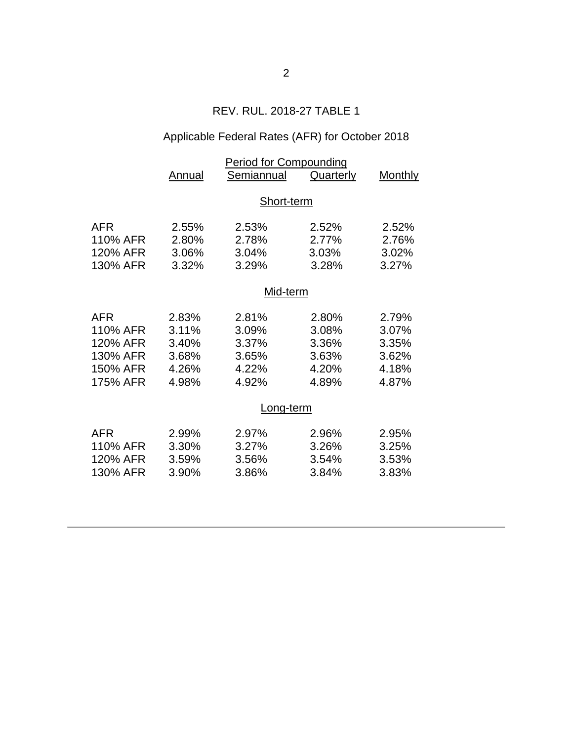REV. RUL. 2018-27 TABLE 1

Applicable Federal Rates (AFR) for October 2018

| | Period for Compounding | | | |
|---|---|---|---|---|
| | Annual | Semiannual | Quarterly | Monthly |
| | | **Short-term** | | |
| AFR | 2.55% | 2.53% | 2.52% | 2.52% |
| 110% AFR | 2.80% | 2.78% | 2.77% | 2.76% |
| 120% AFR | 3.06% | 3.04% | 3.03% | 3.02% |
| 130% AFR | 3.32% | 3.29% | 3.28% | 3.27% |
| | | **Mid-term** | | |
| AFR | 2.83% | 2.81% | 2.80% | 2.79% |
| 110% AFR | 3.11% | 3.09% | 3.08% | 3.07% |
| 120% AFR | 3.40% | 3.37% | 3.36% | 3.35% |
| 130% AFR | 3.68% | 3.65% | 3.63% | 3.62% |
| 150% AFR | 4.26% | 4.22% | 4.20% | 4.18% |
| 175% AFR | 4.98% | 4.92% | 4.89% | 4.87% |
| | | **Long-term** | | |
| AFR | 2.99% | 2.97% | 2.96% | 2.95% |
| 110% AFR | 3.30% | 3.27% | 3.26% | 3.25% |
| 120% AFR | 3.59% | 3.56% | 3.54% | 3.53% |
| 130% AFR | 3.90% | 3.86% | 3.84% | 3.83% |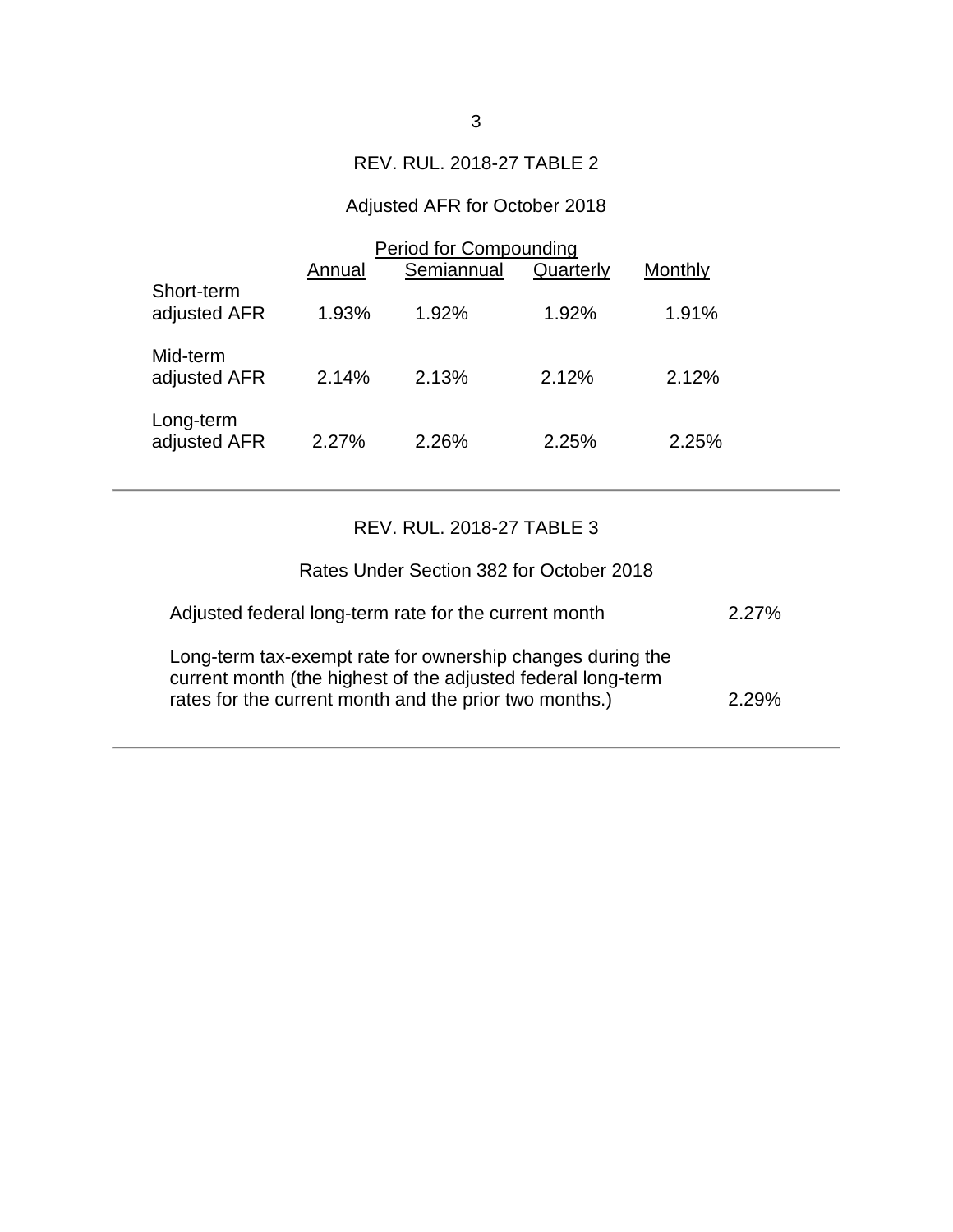REV. RUL. 2018-27 TABLE 2

Adjusted AFR for October 2018

| | Period for Compounding | | | |
|---|---|---|---|---|
| | Annual | Semiannual | Quarterly | Monthly |
| Short-term adjusted AFR | 1.93% | 1.92% | 1.92% | 1.91% |
| Mid-term adjusted AFR | 2.14% | 2.13% | 2.12% | 2.12% |
| Long-term adjusted AFR | 2.27% | 2.26% | 2.25% | 2.25% |

REV. RUL. 2018-27 TABLE 3

Rates Under Section 382 for October 2018

| | |
|---|---|
| Adjusted federal long-term rate for the current month | 2.27% |
| Long-term tax-exempt rate for ownership changes during the current month (the highest of the adjusted federal long-term rates for the current month and the prior two months.) | 2.29% |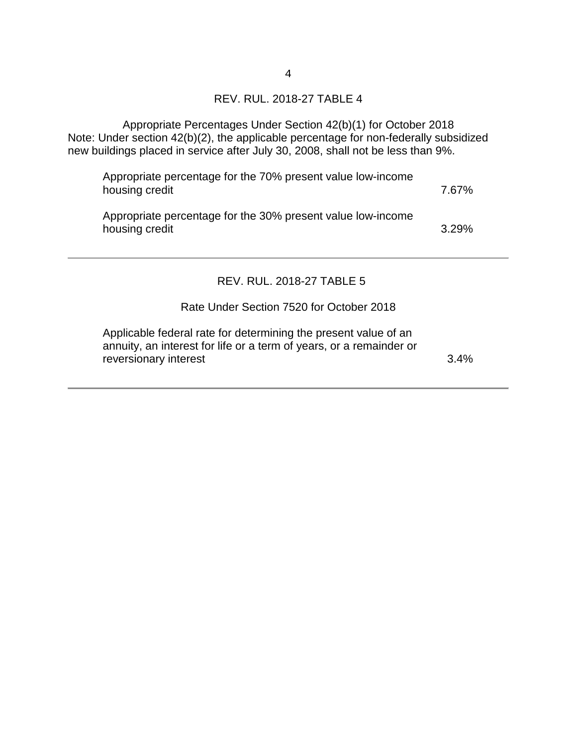## REV. RUL. 2018-27 TABLE 4

Appropriate Percentages Under Section 42(b)(1) for October 2018

Note: Under section 42(b)(2), the applicable percentage for non-federally subsidized new buildings placed in service after July 30, 2008, shall not be less than 9%.

| | |
|---|---|
| Appropriate percentage for the 70% present value low-income housing credit | 7.67% |
| Appropriate percentage for the 30% present value low-income housing credit | 3.29% |

---

## REV. RUL. 2018-27 TABLE 5

Rate Under Section 7520 for October 2018

| | |
|---|---|
| Applicable federal rate for determining the present value of an annuity, an interest for life or a term of years, or a remainder or reversionary interest | 3.4% |

---